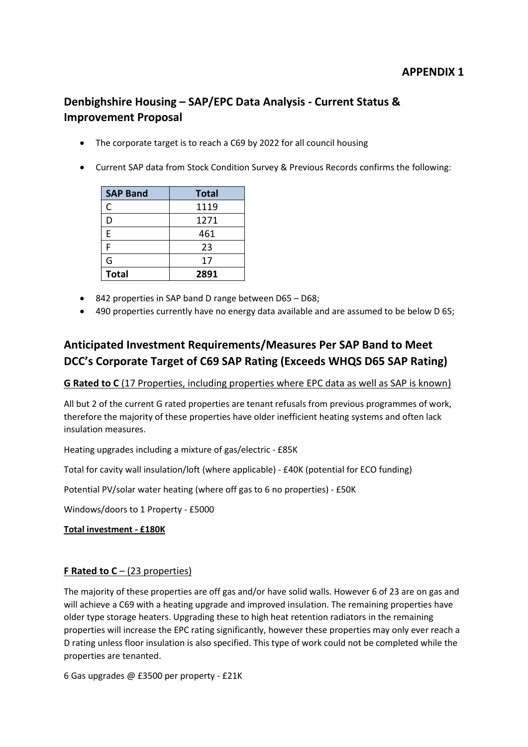**APPENDIX 1**

## Denbighshire Housing – SAP/EPC Data Analysis - Current Status & Improvement Proposal

- The corporate target is to reach a C69 by 2022 for all council housing
- Current SAP data from Stock Condition Survey & Previous Records confirms the following:

| SAP Band | Total |
|---|---|
| C | 1119 |
| D | 1271 |
| E | 461 |
| F | 23 |
| G | 17 |
| **Total** | **2891** |

- 842 properties in SAP band D range between D65 – D68;
- 490 properties currently have no energy data available and are assumed to be below D 65;

## Anticipated Investment Requirements/Measures Per SAP Band to Meet DCC's Corporate Target of C69 SAP Rating (Exceeds WHQS D65 SAP Rating)

**G Rated to C** (17 Properties, including properties where EPC data as well as SAP is known)

All but 2 of the current G rated properties are tenant refusals from previous programmes of work, therefore the majority of these properties have older inefficient heating systems and often lack insulation measures.

Heating upgrades including a mixture of gas/electric - £85K

Total for cavity wall insulation/loft (where applicable) - £40K (potential for ECO funding)

Potential PV/solar water heating (where off gas to 6 no properties) - £50K

Windows/doors to 1 Property - £5000

**Total investment - £180K**

**F Rated to C** – (23 properties)

The majority of these properties are off gas and/or have solid walls. However 6 of 23 are on gas and will achieve a C69 with a heating upgrade and improved insulation. The remaining properties have older type storage heaters. Upgrading these to high heat retention radiators in the remaining properties will increase the EPC rating significantly, however these properties may only ever reach a D rating unless floor insulation is also specified. This type of work could not be completed while the properties are tenanted.

6 Gas upgrades @ £3500 per property - £21K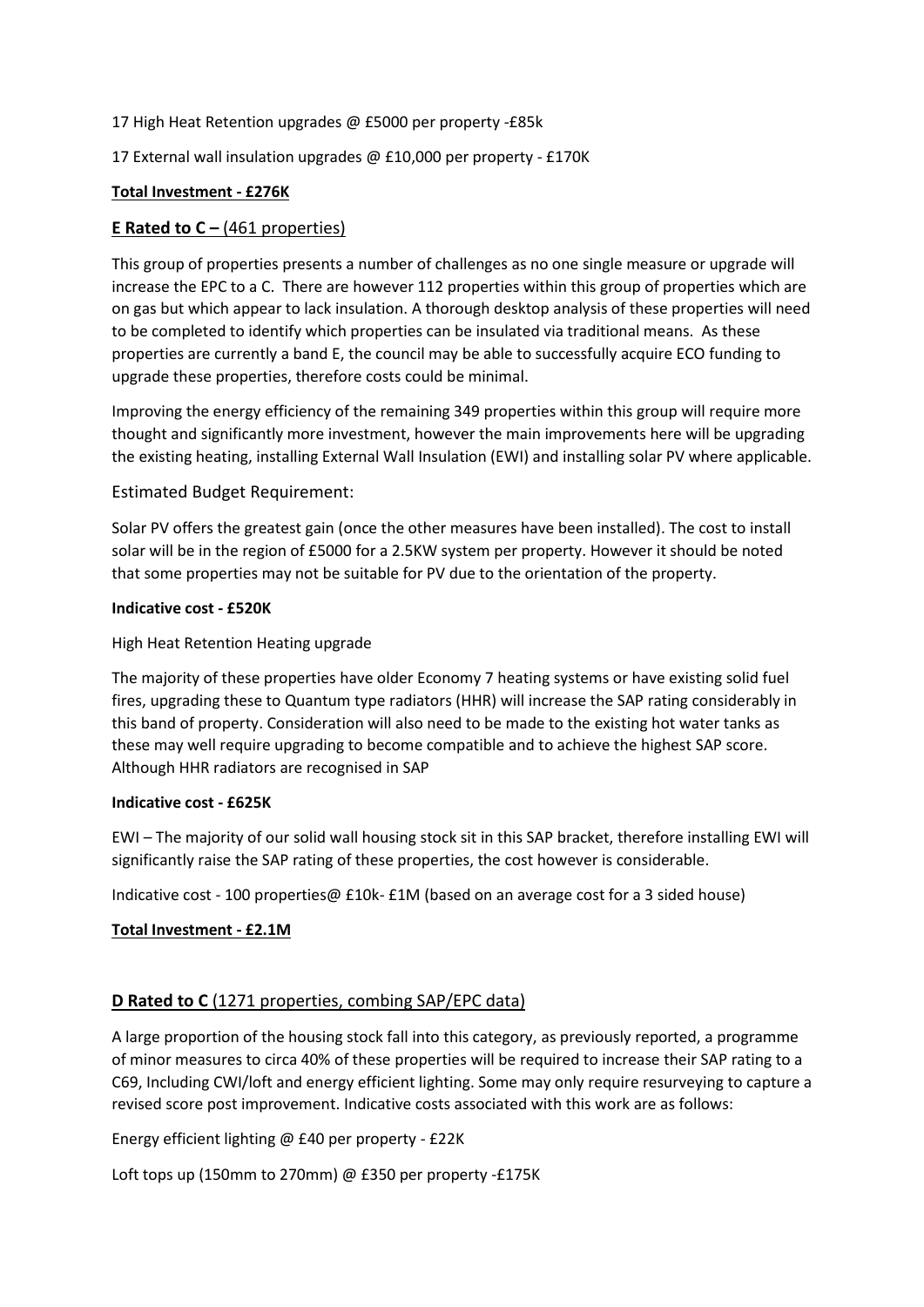17 High Heat Retention upgrades @ £5000 per property -£85k

17 External wall insulation upgrades @ £10,000 per property - £170K

**Total Investment - £276K**

## **E Rated to C –** (461 properties)

This group of properties presents a number of challenges as no one single measure or upgrade will increase the EPC to a C. There are however 112 properties within this group of properties which are on gas but which appear to lack insulation. A thorough desktop analysis of these properties will need to be completed to identify which properties can be insulated via traditional means. As these properties are currently a band E, the council may be able to successfully acquire ECO funding to upgrade these properties, therefore costs could be minimal.

Improving the energy efficiency of the remaining 349 properties within this group will require more thought and significantly more investment, however the main improvements here will be upgrading the existing heating, installing External Wall Insulation (EWI) and installing solar PV where applicable.

### Estimated Budget Requirement:

Solar PV offers the greatest gain (once the other measures have been installed). The cost to install solar will be in the region of £5000 for a 2.5KW system per property. However it should be noted that some properties may not be suitable for PV due to the orientation of the property.

**Indicative cost - £520K**

High Heat Retention Heating upgrade

The majority of these properties have older Economy 7 heating systems or have existing solid fuel fires, upgrading these to Quantum type radiators (HHR) will increase the SAP rating considerably in this band of property. Consideration will also need to be made to the existing hot water tanks as these may well require upgrading to become compatible and to achieve the highest SAP score. Although HHR radiators are recognised in SAP

**Indicative cost - £625K**

EWI – The majority of our solid wall housing stock sit in this SAP bracket, therefore installing EWI will significantly raise the SAP rating of these properties, the cost however is considerable.

Indicative cost - 100 properties@ £10k- £1M (based on an average cost for a 3 sided house)

**Total Investment - £2.1M**

## **D Rated to C** (1271 properties, combing SAP/EPC data)

A large proportion of the housing stock fall into this category, as previously reported, a programme of minor measures to circa 40% of these properties will be required to increase their SAP rating to a C69, Including CWI/loft and energy efficient lighting. Some may only require resurveying to capture a revised score post improvement. Indicative costs associated with this work are as follows:

Energy efficient lighting @ £40 per property - £22K

Loft tops up (150mm to 270mm) @ £350 per property -£175K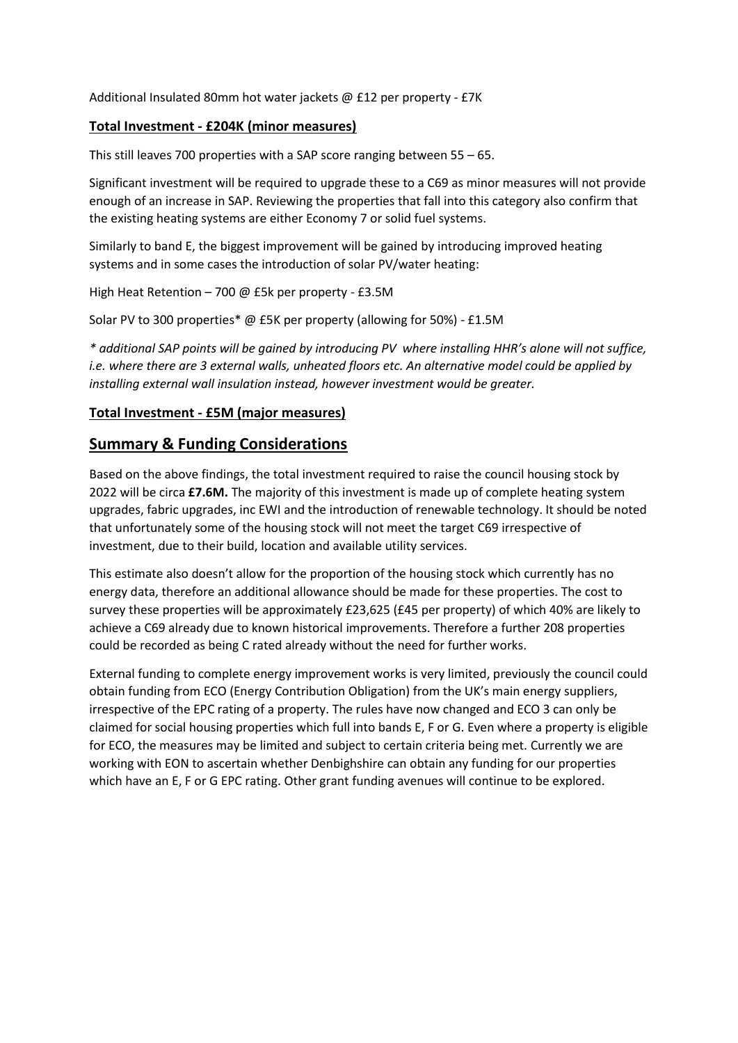Additional Insulated 80mm hot water jackets @ £12 per property - £7K

**Total Investment - £204K (minor measures)**

This still leaves 700 properties with a SAP score ranging between 55 – 65.

Significant investment will be required to upgrade these to a C69 as minor measures will not provide enough of an increase in SAP. Reviewing the properties that fall into this category also confirm that the existing heating systems are either Economy 7 or solid fuel systems.

Similarly to band E, the biggest improvement will be gained by introducing improved heating systems and in some cases the introduction of solar PV/water heating:

High Heat Retention – 700 @ £5k per property - £3.5M

Solar PV to 300 properties* @ £5K per property (allowing for 50%) - £1.5M

*\* additional SAP points will be gained by introducing PV where installing HHR's alone will not suffice, i.e. where there are 3 external walls, unheated floors etc. An alternative model could be applied by installing external wall insulation instead, however investment would be greater.*

**Total Investment - £5M (major measures)**

## Summary & Funding Considerations

Based on the above findings, the total investment required to raise the council housing stock by 2022 will be circa **£7.6M.** The majority of this investment is made up of complete heating system upgrades, fabric upgrades, inc EWI and the introduction of renewable technology. It should be noted that unfortunately some of the housing stock will not meet the target C69 irrespective of investment, due to their build, location and available utility services.

This estimate also doesn't allow for the proportion of the housing stock which currently has no energy data, therefore an additional allowance should be made for these properties. The cost to survey these properties will be approximately £23,625 (£45 per property) of which 40% are likely to achieve a C69 already due to known historical improvements. Therefore a further 208 properties could be recorded as being C rated already without the need for further works.

External funding to complete energy improvement works is very limited, previously the council could obtain funding from ECO (Energy Contribution Obligation) from the UK's main energy suppliers, irrespective of the EPC rating of a property. The rules have now changed and ECO 3 can only be claimed for social housing properties which full into bands E, F or G. Even where a property is eligible for ECO, the measures may be limited and subject to certain criteria being met. Currently we are working with EON to ascertain whether Denbighshire can obtain any funding for our properties which have an E, F or G EPC rating. Other grant funding avenues will continue to be explored.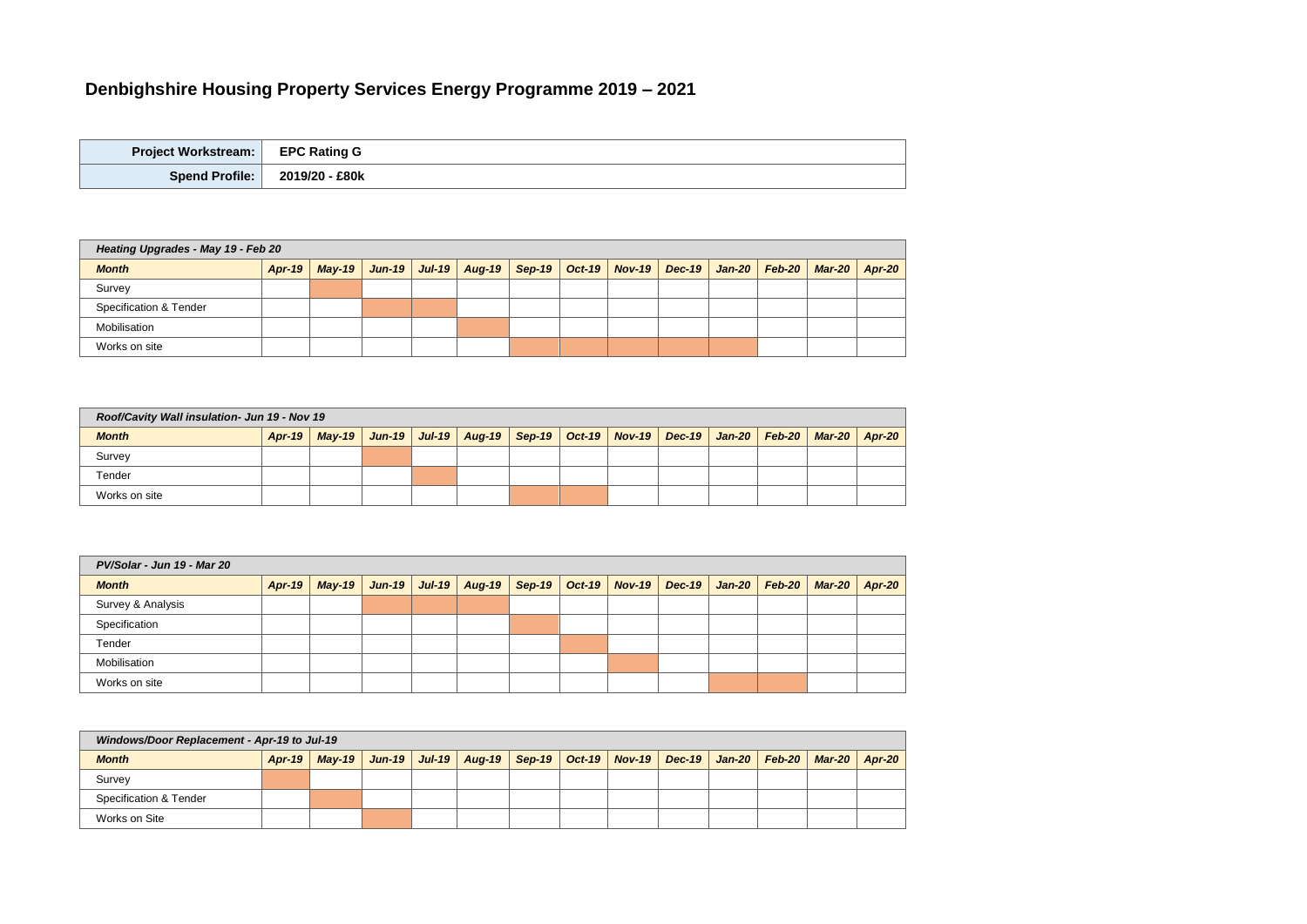# Denbighshire Housing Property Services Energy Programme 2019 – 2021

| **Project Workstream:** | **EPC Rating G** |
|---|---|
| **Spend Profile:** | **2019/20 - £80k** |

***Heating Upgrades - May 19 - Feb 20***

| ***Month*** | ***Apr-19*** | ***May-19*** | ***Jun-19*** | ***Jul-19*** | ***Aug-19*** | ***Sep-19*** | ***Oct-19*** | ***Nov-19*** | ***Dec-19*** | ***Jan-20*** | ***Feb-20*** | ***Mar-20*** | ***Apr-20*** |
|---|---|---|---|---|---|---|---|---|---|---|---|---|---|
| Survey | | ■ | | | | | | | | | | | |
| Specification & Tender | | | ■ | ■ | | | | | | | | | |
| Mobilisation | | | | | ■ | | | | | | | | |
| Works on site | | | | | | ■ | ■ | ■ | ■ | ■ | | | |

***Roof/Cavity Wall insulation- Jun 19 - Nov 19***

| ***Month*** | ***Apr-19*** | ***May-19*** | ***Jun-19*** | ***Jul-19*** | ***Aug-19*** | ***Sep-19*** | ***Oct-19*** | ***Nov-19*** | ***Dec-19*** | ***Jan-20*** | ***Feb-20*** | ***Mar-20*** | ***Apr-20*** |
|---|---|---|---|---|---|---|---|---|---|---|---|---|---|
| Survey | | | ■ | | | | | | | | | | |
| Tender | | | | ■ | | | | | | | | | |
| Works on site | | | | | | ■ | ■ | | | | | | |

***PV/Solar - Jun 19 - Mar 20***

| ***Month*** | ***Apr-19*** | ***May-19*** | ***Jun-19*** | ***Jul-19*** | ***Aug-19*** | ***Sep-19*** | ***Oct-19*** | ***Nov-19*** | ***Dec-19*** | ***Jan-20*** | ***Feb-20*** | ***Mar-20*** | ***Apr-20*** |
|---|---|---|---|---|---|---|---|---|---|---|---|---|---|
| Survey & Analysis | | | ■ | ■ | ■ | | | | | | | | |
| Specification | | | | | | ■ | | | | | | | |
| Tender | | | | | | | ■ | | | | | | |
| Mobilisation | | | | | | | | ■ | | | | | |
| Works on site | | | | | | | | | | ■ | ■ | | |

***Windows/Door Replacement - Apr-19 to Jul-19***

| ***Month*** | ***Apr-19*** | ***May-19*** | ***Jun-19*** | ***Jul-19*** | ***Aug-19*** | ***Sep-19*** | ***Oct-19*** | ***Nov-19*** | ***Dec-19*** | ***Jan-20*** | ***Feb-20*** | ***Mar-20*** | ***Apr-20*** |
|---|---|---|---|---|---|---|---|---|---|---|---|---|---|
| Survey | ■ | | | | | | | | | | | | |
| Specification & Tender | | ■ | | | | | | | | | | | |
| Works on Site | | | ■ | | | | | | | | | | |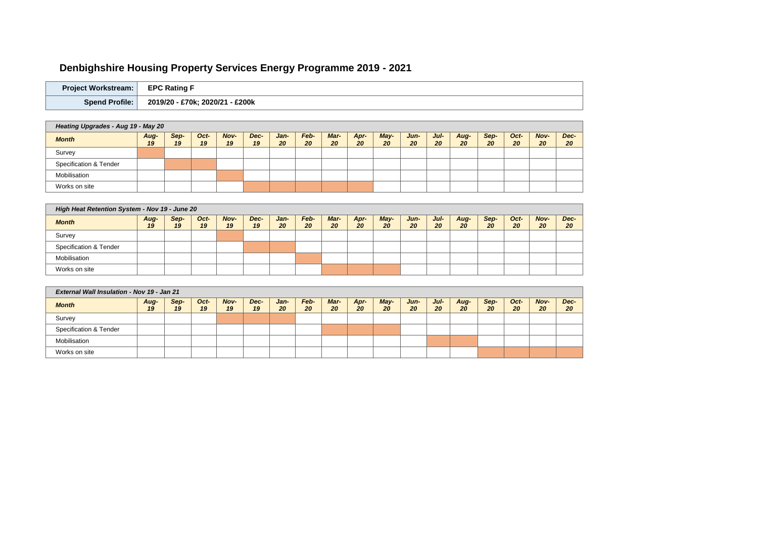# Denbighshire Housing Property Services Energy Programme 2019 - 2021

| **Project Workstream:** | **EPC Rating F** |
|---|---|
| **Spend Profile:** | **2019/20 - £70k; 2020/21 - £200k** |

Shaded cells in the original schedule are marked ■.

***Heating Upgrades - Aug 19 - May 20***

| ***Month*** | ***Aug-19*** | ***Sep-19*** | ***Oct-19*** | ***Nov-19*** | ***Dec-19*** | ***Jan-20*** | ***Feb-20*** | ***Mar-20*** | ***Apr-20*** | ***May-20*** | ***Jun-20*** | ***Jul-20*** | ***Aug-20*** | ***Sep-20*** | ***Oct-20*** | ***Nov-20*** | ***Dec-20*** |
|---|---|---|---|---|---|---|---|---|---|---|---|---|---|---|---|---|---|
| Survey | ■ | | | | | | | | | | | | | | | | |
| Specification & Tender | | ■ | ■ | | | | | | | | | | | | | | |
| Mobilisation | | | | ■ | | | | | | | | | | | | | |
| Works on site | | | | | ■ | ■ | ■ | ■ | ■ | | | | | | | | |

***High Heat Retention System - Nov 19 - June 20***

| ***Month*** | ***Aug-19*** | ***Sep-19*** | ***Oct-19*** | ***Nov-19*** | ***Dec-19*** | ***Jan-20*** | ***Feb-20*** | ***Mar-20*** | ***Apr-20*** | ***May-20*** | ***Jun-20*** | ***Jul-20*** | ***Aug-20*** | ***Sep-20*** | ***Oct-20*** | ***Nov-20*** | ***Dec-20*** |
|---|---|---|---|---|---|---|---|---|---|---|---|---|---|---|---|---|---|
| Survey | | | | ■ | | | | | | | | | | | | | |
| Specification & Tender | | | | | ■ | ■ | | | | | | | | | | | |
| Mobilisation | | | | | | | ■ | | | | | | | | | | |
| Works on site | | | | | | | | ■ | ■ | ■ | | | | | | | |

***External Wall Insulation - Nov 19 - Jan 21***

| ***Month*** | ***Aug-19*** | ***Sep-19*** | ***Oct-19*** | ***Nov-19*** | ***Dec-19*** | ***Jan-20*** | ***Feb-20*** | ***Mar-20*** | ***Apr-20*** | ***May-20*** | ***Jun-20*** | ***Jul-20*** | ***Aug-20*** | ***Sep-20*** | ***Oct-20*** | ***Nov-20*** | ***Dec-20*** |
|---|---|---|---|---|---|---|---|---|---|---|---|---|---|---|---|---|---|
| Survey | | | | ■ | ■ | ■ | | | | | | | | | | | |
| Specification & Tender | | | | | | | | ■ | ■ | ■ | | | | | | | |
| Mobilisation | | | | | | | | | | | | ■ | ■ | | | | |
| Works on site | | | | | | | | | | | | | | ■ | ■ | ■ | ■ |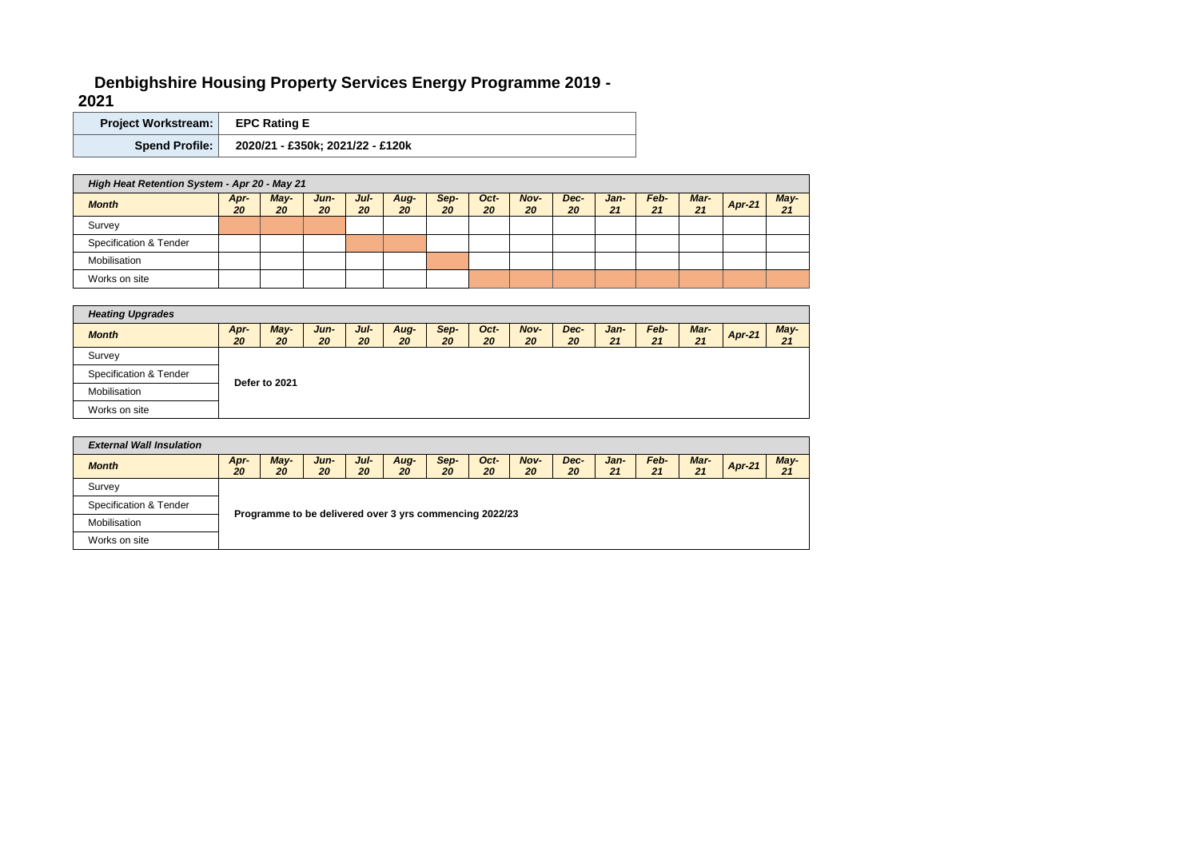# Denbighshire Housing Property Services Energy Programme 2019 - 2021

| | |
|---|---|
| **Project Workstream:** | **EPC Rating E** |
| **Spend Profile:** | **2020/21 - £350k; 2021/22 - £120k** |

| *High Heat Retention System - Apr 20 - May 21* | | | | | | | | | | | | | | |
|---|---|---|---|---|---|---|---|---|---|---|---|---|---|---|
| ***Month*** | ***Apr-20*** | ***May-20*** | ***Jun-20*** | ***Jul-20*** | ***Aug-20*** | ***Sep-20*** | ***Oct-20*** | ***Nov-20*** | ***Dec-20*** | ***Jan-21*** | ***Feb-21*** | ***Mar-21*** | ***Apr-21*** | ***May-21*** |
| Survey | | | | | | | | | | | | | | |
| Specification & Tender | | | | | | | | | | | | | | |
| Mobilisation | | | | | | | | | | | | | | |
| Works on site | | | | | | | | | | | | | | |

| *Heating Upgrades* | | | | | | | | | | | | | | |
|---|---|---|---|---|---|---|---|---|---|---|---|---|---|---|
| ***Month*** | ***Apr-20*** | ***May-20*** | ***Jun-20*** | ***Jul-20*** | ***Aug-20*** | ***Sep-20*** | ***Oct-20*** | ***Nov-20*** | ***Dec-20*** | ***Jan-21*** | ***Feb-21*** | ***Mar-21*** | ***Apr-21*** | ***May-21*** |
| Survey | **Defer to 2021** | | | | | | | | | | | | | |
| Specification & Tender | | | | | | | | | | | | | | |
| Mobilisation | | | | | | | | | | | | | | |
| Works on site | | | | | | | | | | | | | | |

| *External Wall Insulation* | | | | | | | | | | | | | | |
|---|---|---|---|---|---|---|---|---|---|---|---|---|---|---|
| ***Month*** | ***Apr-20*** | ***May-20*** | ***Jun-20*** | ***Jul-20*** | ***Aug-20*** | ***Sep-20*** | ***Oct-20*** | ***Nov-20*** | ***Dec-20*** | ***Jan-21*** | ***Feb-21*** | ***Mar-21*** | ***Apr-21*** | ***May-21*** |
| Survey | **Programme to be delivered over 3 yrs commencing 2022/23** | | | | | | | | | | | | | |
| Specification & Tender | | | | | | | | | | | | | | |
| Mobilisation | | | | | | | | | | | | | | |
| Works on site | | | | | | | | | | | | | | |